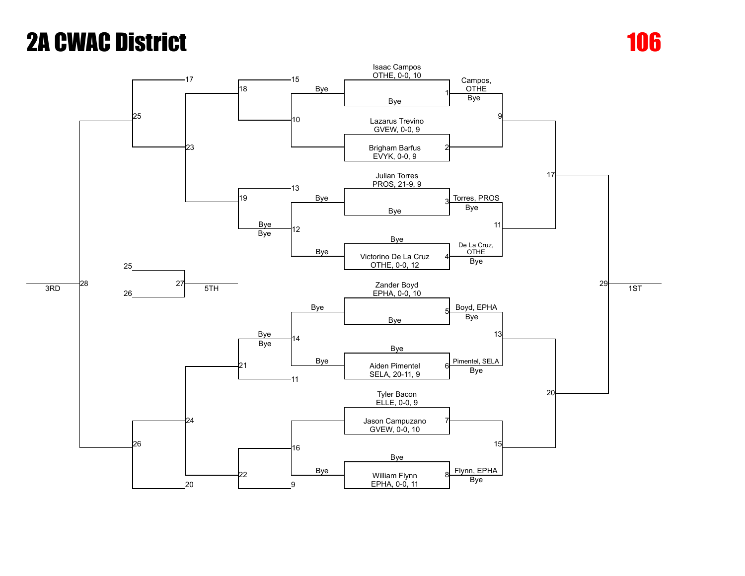# 2A CWAC District

# 106

## Championship Bracket

| Match | Wrestler 1 | Wrestler 2 | Winner |
|---|---|---|---|
| 1 | Isaac Campos, OTHE, 0-0, 10 | Bye | Campos, OTHE (Bye) |
| 2 | Lazarus Trevino, GVEW, 0-0, 9 | Brigham Barfus, EVYK, 0-0, 9 | |
| 3 | Julian Torres, PROS, 21-9, 9 | Bye | Torres, PROS (Bye) |
| 4 | Bye | Victorino De La Cruz, OTHE, 0-0, 12 | De La Cruz, OTHE (Bye) |
| 5 | Zander Boyd, EPHA, 0-0, 10 | Bye | Boyd, EPHA (Bye) |
| 6 | Bye | Aiden Pimentel, SELA, 20-11, 9 | Pimentel, SELA (Bye) |
| 7 | Tyler Bacon, ELLE, 0-0, 9 | Jason Campuzano, GVEW, 0-0, 10 | |
| 8 | Bye | William Flynn, EPHA, 0-0, 11 | Flynn, EPHA (Bye) |

Quarterfinals: 9, 11, 13, 15

Semifinals: 17, 20

Final: 29 — 1ST

## Consolation Bracket

| Match | Entry 1 | Entry 2 |
|---|---|---|
| 10 | Bye | |
| 12 | Bye | Bye |
| 14 | Bye | Bye |
| 16 | | Bye |
| 18 | 15 | 10 |
| 19 | 13 | Bye / Bye |
| 21 | Bye / Bye | 11 |
| 22 | 16 | 9 |
| 23 | 18 | 19 |
| 24 | 21 | 22 |
| 25 | 17 | 23 |
| 26 | 24 | 20 |
| 27 | 25 | 26 | 

27 — 5TH

28 — 3RD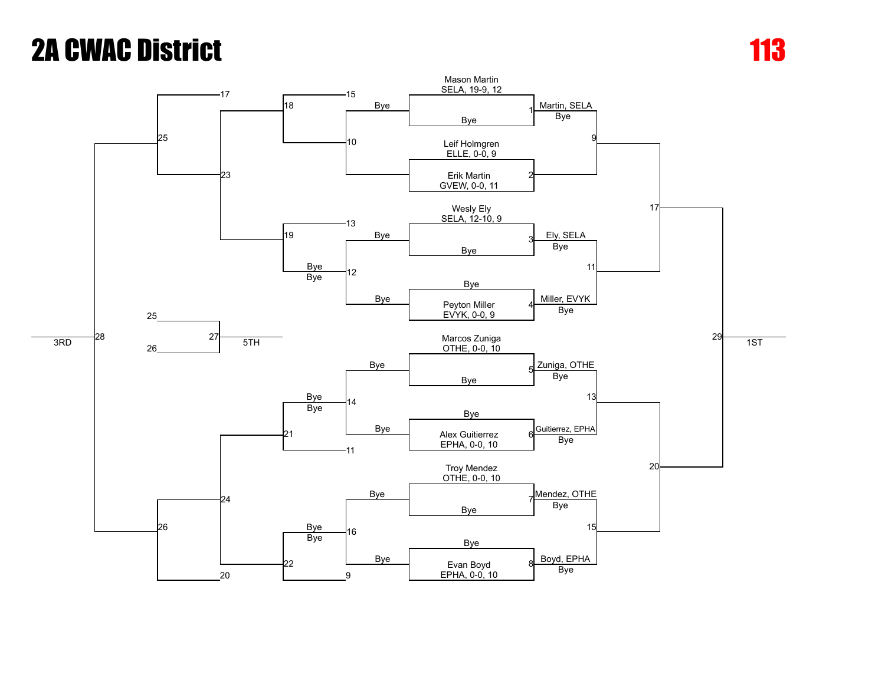# 2A CWAC District

**113**

## Championship Bracket

| Bout | Wrestler A | Wrestler B | Winner |
|---|---|---|---|
| 1 | Mason Martin, SELA, 19-9, 12 | Bye | Martin, SELA (Bye) |
| 2 | Leif Holmgren, ELLE, 0-0, 9 | Erik Martin, GVEW, 0-0, 11 | |
| 3 | Wesly Ely, SELA, 12-10, 9 | Bye | Ely, SELA (Bye) |
| 4 | Bye | Peyton Miller, EVYK, 0-0, 9 | Miller, EVYK (Bye) |
| 5 | Marcos Zuniga, OTHE, 0-0, 10 | Bye | Zuniga, OTHE (Bye) |
| 6 | Bye | Alex Guitierrez, EPHA, 0-0, 10 | Guitierrez, EPHA (Bye) |
| 7 | Troy Mendez, OTHE, 0-0, 10 | Bye | Mendez, OTHE (Bye) |
| 8 | Bye | Evan Boyd, EPHA, 0-0, 10 | Boyd, EPHA (Bye) |

- Bout 9: Winner 1 vs Winner 2
- Bout 11: Winner 3 vs Winner 4
- Bout 13: Winner 5 vs Winner 6
- Bout 15: Winner 7 vs Winner 8
- Bout 17: Winner 9 vs Winner 11
- Bout 20: Winner 13 vs Winner 15
- Bout 29: Winner 17 vs Winner 20 — 1ST

## Consolation Bracket

- Bout 10: Bye vs Loser 2
- Bout 12: Bye vs Bye
- Bout 14: Bye vs Bye
- Bout 16: Bye vs Bye
- Bout 18: Loser 15 vs Winner 10
- Bout 19: Loser 13 vs Winner 12 (Bye / Bye)
- Bout 21: Winner 14 (Bye / Bye) vs Loser 11
- Bout 22: Winner 16 (Bye / Bye) vs Loser 9
- Bout 23: Winner 18 vs Winner 19
- Bout 24: Winner 21 vs Winner 22
- Bout 25: Loser 17 vs Winner 23
- Bout 26: Winner 24 vs Loser 20
- Bout 27: Loser 25 vs Loser 26 — 5TH
- Bout 28: Winner 25 vs Winner 26 — 3RD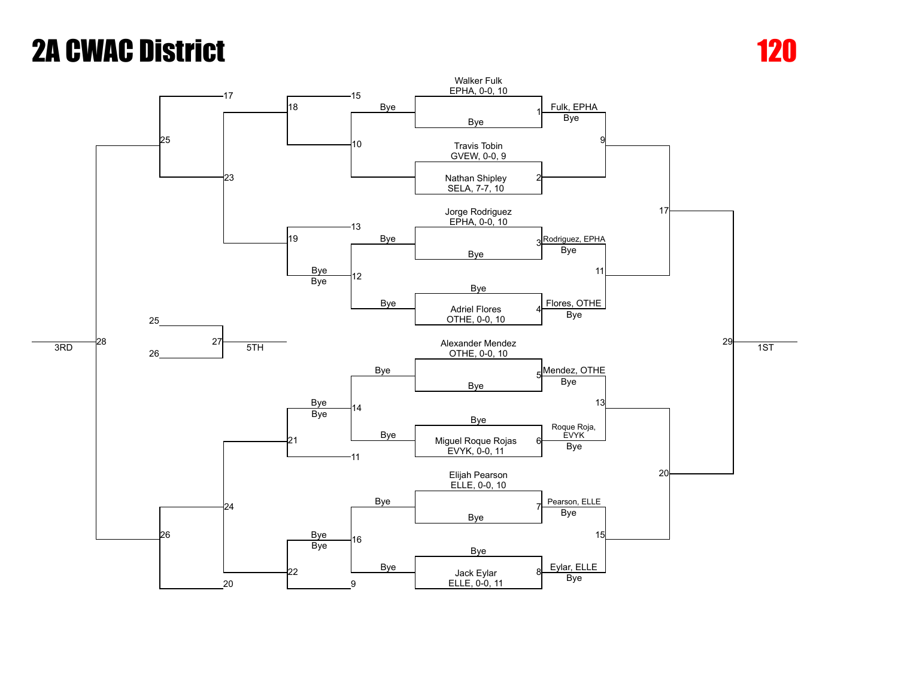# 2A CWAC District

**120**

## Championship Bracket

| Bout | Wrestler (Top) | Wrestler (Bottom) | Winner |
|---|---|---|---|
| 1 | Walker Fulk, EPHA, 0-0, 10 | Bye | Fulk, EPHA (Bye) |
| 2 | Travis Tobin, GVEW, 0-0, 9 | Nathan Shipley, SELA, 7-7, 10 | |
| 3 | Jorge Rodriguez, EPHA, 0-0, 10 | Bye | Rodriguez, EPHA (Bye) |
| 4 | Bye | Adriel Flores, OTHE, 0-0, 10 | Flores, OTHE (Bye) |
| 5 | Alexander Mendez, OTHE, 0-0, 10 | Bye | Mendez, OTHE (Bye) |
| 6 | Bye | Miguel Roque Rojas, EVYK, 0-0, 11 | Roque Roja, EVYK (Bye) |
| 7 | Elijah Pearson, ELLE, 0-0, 10 | Bye | Pearson, ELLE (Bye) |
| 8 | Bye | Jack Eylar, ELLE, 0-0, 11 | Eylar, ELLE (Bye) |

Quarterfinals: 9 (Winner 1 vs Winner 2), 11 (Winner 3 vs Winner 4), 13 (Winner 5 vs Winner 6), 15 (Winner 7 vs Winner 8)

Semifinals: 17 (Winner 9 vs Winner 11), 20 (Winner 13 vs Winner 15)

Final: 29 — 1ST

## Consolation Bracket

| Bout | Top | Bottom |
|---|---|---|
| 10 | Bye | Loser 2 |
| 12 | Bye | Bye |
| 14 | Bye | Bye |
| 16 | Bye | Bye |
| 18 | 15 | 10 |
| 19 | 13 | Bye / Bye |
| 21 | Bye / Bye | 11 |
| 22 | Bye / Bye | 9 |
| 23 | 18 | 19 |
| 24 | 21 | 22 |
| 25 | 17 | 23 |
| 26 | 24 | 20 |
| 27 | 25 | 26 | 5TH
| 28 | 25 | 26 | 3RD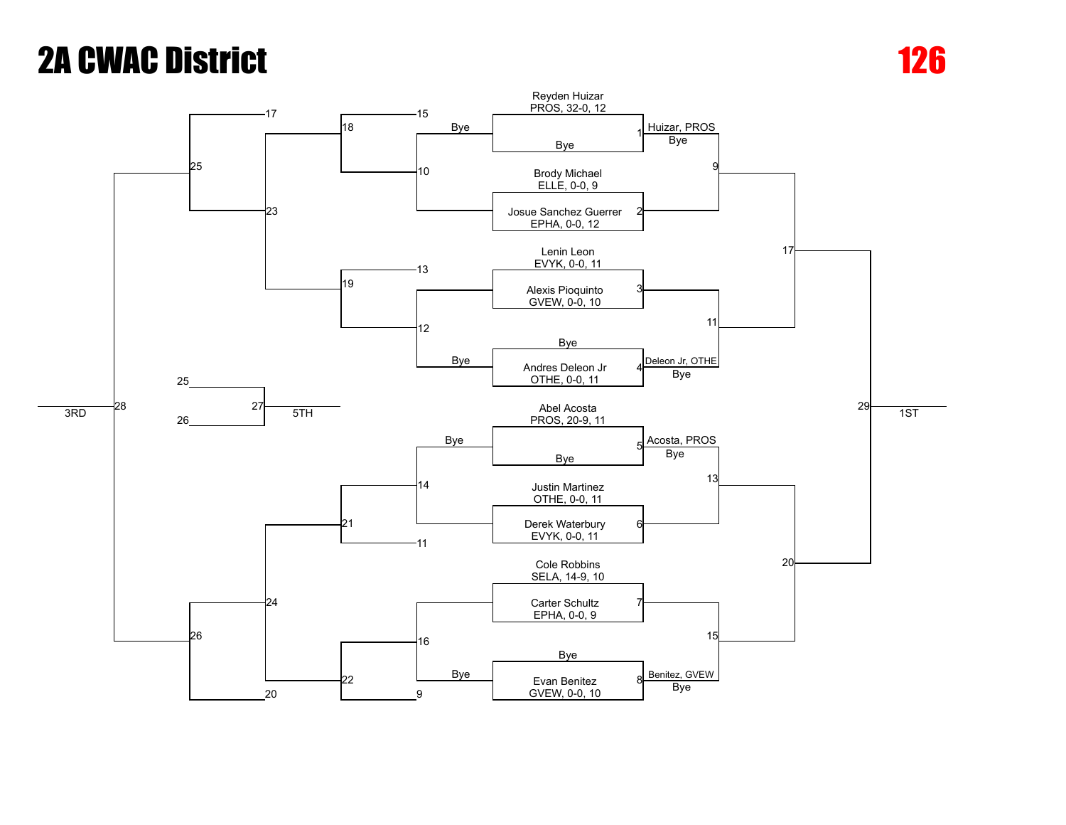# 2A CWAC District

# 126

## Championship Bracket

| Match | Wrestler 1 | Wrestler 2 | Winner |
|---|---|---|---|
| 1 | Reyden Huizar, PROS, 32-0, 12 | Bye | Huizar, PROS (Bye) |
| 2 | Brody Michael, ELLE, 0-0, 9 | Josue Sanchez Guerrer, EPHA, 0-0, 12 | |
| 3 | Lenin Leon, EVYK, 0-0, 11 | Alexis Pioquinto, GVEW, 0-0, 10 | |
| 4 | Bye | Andres Deleon Jr, OTHE, 0-0, 11 | Deleon Jr, OTHE (Bye) |
| 5 | Abel Acosta, PROS, 20-9, 11 | Bye | Acosta, PROS (Bye) |
| 6 | Justin Martinez, OTHE, 0-0, 11 | Derek Waterbury, EVYK, 0-0, 11 | |
| 7 | Cole Robbins, SELA, 14-9, 10 | Carter Schultz, EPHA, 0-0, 9 | |
| 8 | Bye | Evan Benitez, GVEW, 0-0, 10 | Benitez, GVEW (Bye) |

- Match 9: Winner 1 vs Winner 2
- Match 11: Winner 3 vs Winner 4
- Match 13: Winner 5 vs Winner 6
- Match 15: Winner 7 vs Winner 8
- Match 17: Winner 9 vs Winner 11
- Match 20: Winner 13 vs Winner 15
- Match 29: Winner 17 vs Winner 20 — 1ST

## Consolation Bracket

- Match 10: Bye vs Loser 2
- Match 12: Loser 3 vs Bye
- Match 14: Bye vs Loser 6
- Match 16: Loser 7 vs Bye
- Match 18: Loser 15 vs Winner 10
- Match 19: Loser 13 vs Winner 12
- Match 21: Winner 14 vs Loser 11
- Match 22: Winner 16 vs Loser 9
- Match 23: Winner 18 vs Winner 19
- Match 24: Winner 21 vs Winner 22
- Match 25: Loser 17 vs Winner 23
- Match 26: Winner 24 vs Loser 20
- Match 27: Loser 25 vs Loser 26 — 5TH
- Match 28: Winner 25 vs Winner 26 — 3RD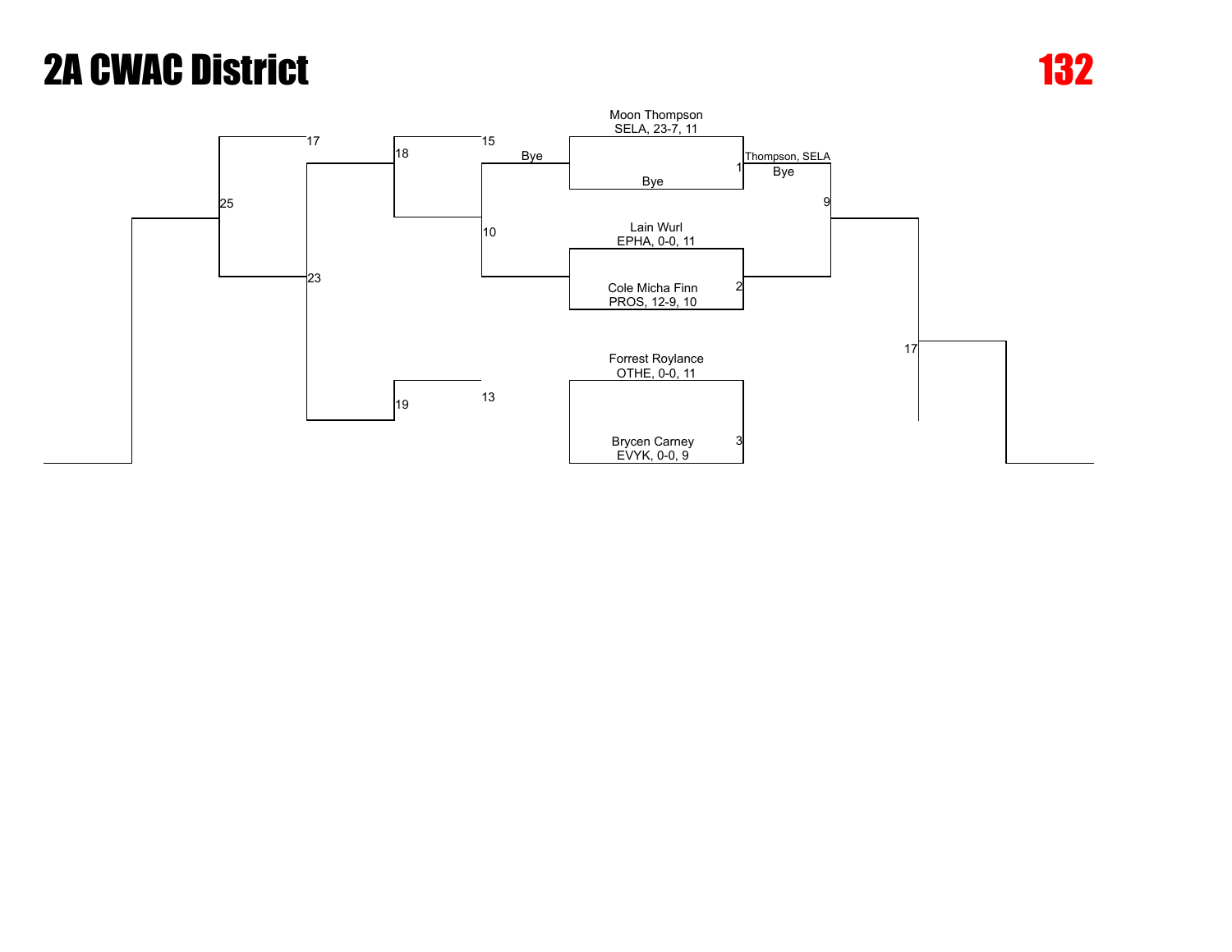# 2A CWAC District

132

Moon Thompson
SELA, 23-7, 11

Bye

1

Thompson, SELA

Bye

9

Lain Wurl
EPHA, 0-0, 11

Cole Micha Finn
PROS, 12-9, 10

2

Forrest Roylance
OTHE, 0-0, 11

Brycen Carney
EVYK, 0-0, 9

3

17

15

Bye

10

13

18

19

17

23

25